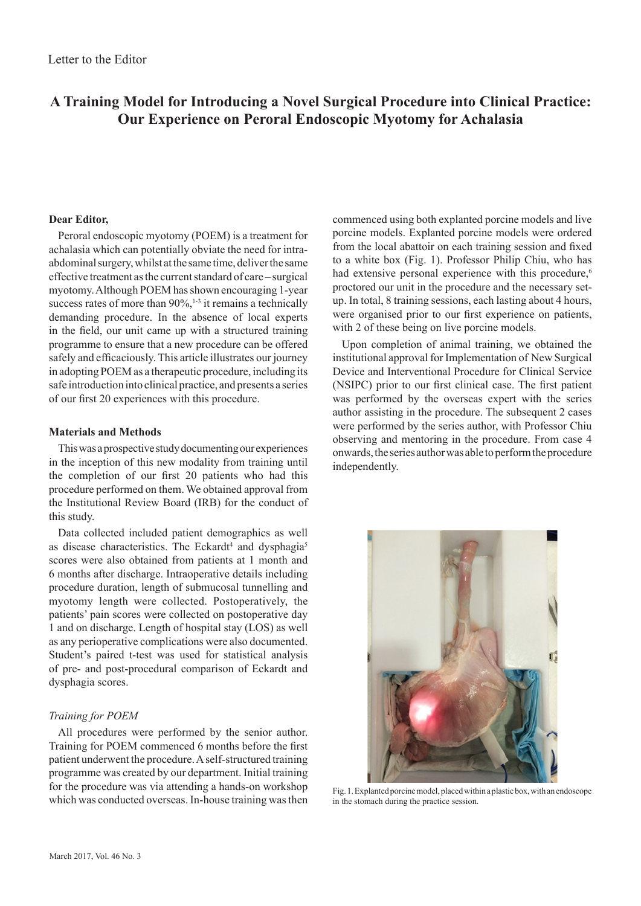Letter to the Editor

# A Training Model for Introducing a Novel Surgical Procedure into Clinical Practice: Our Experience on Peroral Endoscopic Myotomy for Achalasia

**Dear Editor,**

Peroral endoscopic myotomy (POEM) is a treatment for achalasia which can potentially obviate the need for intra-abdominal surgery, whilst at the same time, deliver the same effective treatment as the current standard of care – surgical myotomy. Although POEM has shown encouraging 1-year success rates of more than 90%,[1-3] it remains a technically demanding procedure. In the absence of local experts in the field, our unit came up with a structured training programme to ensure that a new procedure can be offered safely and efficaciously. This article illustrates our journey in adopting POEM as a therapeutic procedure, including its safe introduction into clinical practice, and presents a series of our first 20 experiences with this procedure.

**Materials and Methods**

This was a prospective study documenting our experiences in the inception of this new modality from training until the completion of our first 20 patients who had this procedure performed on them. We obtained approval from the Institutional Review Board (IRB) for the conduct of this study.

Data collected included patient demographics as well as disease characteristics. The Eckardt[4] and dysphagia[5] scores were also obtained from patients at 1 month and 6 months after discharge. Intraoperative details including procedure duration, length of submucosal tunnelling and myotomy length were collected. Postoperatively, the patients' pain scores were collected on postoperative day 1 and on discharge. Length of hospital stay (LOS) as well as any perioperative complications were also documented. Student's paired t-test was used for statistical analysis of pre- and post-procedural comparison of Eckardt and dysphagia scores.

*Training for POEM*

All procedures were performed by the senior author. Training for POEM commenced 6 months before the first patient underwent the procedure. A self-structured training programme was created by our department. Initial training for the procedure was via attending a hands-on workshop which was conducted overseas. In-house training was then commenced using both explanted porcine models and live porcine models. Explanted porcine models were ordered from the local abattoir on each training session and fixed to a white box (Fig. 1). Professor Philip Chiu, who has had extensive personal experience with this procedure,[6] proctored our unit in the procedure and the necessary set-up. In total, 8 training sessions, each lasting about 4 hours, were organised prior to our first experience on patients, with 2 of these being on live porcine models.

Upon completion of animal training, we obtained the institutional approval for Implementation of New Surgical Device and Interventional Procedure for Clinical Service (NSIPC) prior to our first clinical case. The first patient was performed by the overseas expert with the series author assisting in the procedure. The subsequent 2 cases were performed by the series author, with Professor Chiu observing and mentoring in the procedure. From case 4 onwards, the series author was able to perform the procedure independently.

Fig. 1. Explanted porcine model, placed within a plastic box, with an endoscope in the stomach during the practice session.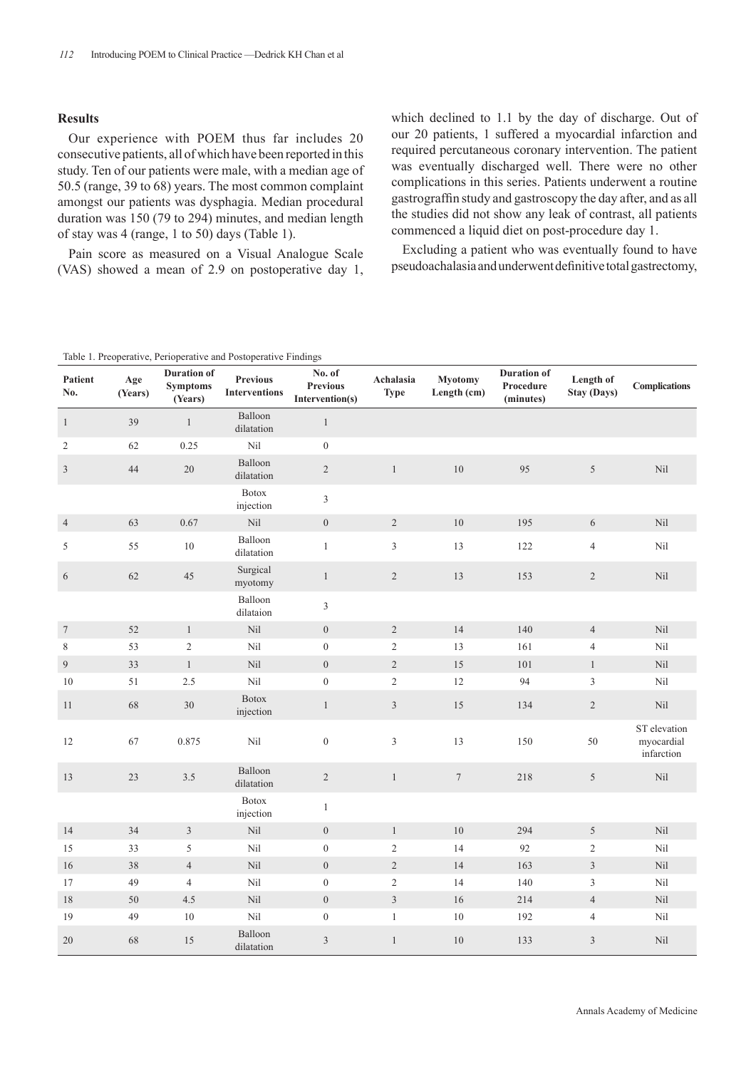## Results

Our experience with POEM thus far includes 20 consecutive patients, all of which have been reported in this study. Ten of our patients were male, with a median age of 50.5 (range, 39 to 68) years. The most common complaint amongst our patients was dysphagia. Median procedural duration was 150 (79 to 294) minutes, and median length of stay was 4 (range, 1 to 50) days (Table 1).

Pain score as measured on a Visual Analogue Scale (VAS) showed a mean of 2.9 on postoperative day 1, which declined to 1.1 by the day of discharge. Out of our 20 patients, 1 suffered a myocardial infarction and required percutaneous coronary intervention. The patient was eventually discharged well. There were no other complications in this series. Patients underwent a routine gastrograffin study and gastroscopy the day after, and as all the studies did not show any leak of contrast, all patients commenced a liquid diet on post-procedure day 1.

Excluding a patient who was eventually found to have pseudoachalasia and underwent definitive total gastrectomy,

Table 1. Preoperative, Perioperative and Postoperative Findings

| Patient No. | Age (Years) | Duration of Symptoms (Years) | Previous Interventions | No. of Previous Intervention(s) | Achalasia Type | Myotomy Length (cm) | Duration of Procedure (minutes) | Length of Stay (Days) | Complications |
|---|---|---|---|---|---|---|---|---|---|
| 1 | 39 | 1 | Balloon dilatation | 1 | | | | | |
| 2 | 62 | 0.25 | Nil | 0 | | | | | |
| 3 | 44 | 20 | Balloon dilatation | 2 | 1 | 10 | 95 | 5 | Nil |
| | | | Botox injection | 3 | | | | | |
| 4 | 63 | 0.67 | Nil | 0 | 2 | 10 | 195 | 6 | Nil |
| 5 | 55 | 10 | Balloon dilatation | 1 | 3 | 13 | 122 | 4 | Nil |
| 6 | 62 | 45 | Surgical myotomy | 1 | 2 | 13 | 153 | 2 | Nil |
| | | | Balloon dilataion | 3 | | | | | |
| 7 | 52 | 1 | Nil | 0 | 2 | 14 | 140 | 4 | Nil |
| 8 | 53 | 2 | Nil | 0 | 2 | 13 | 161 | 4 | Nil |
| 9 | 33 | 1 | Nil | 0 | 2 | 15 | 101 | 1 | Nil |
| 10 | 51 | 2.5 | Nil | 0 | 2 | 12 | 94 | 3 | Nil |
| 11 | 68 | 30 | Botox injection | 1 | 3 | 15 | 134 | 2 | Nil |
| 12 | 67 | 0.875 | Nil | 0 | 3 | 13 | 150 | 50 | ST elevation myocardial infarction |
| 13 | 23 | 3.5 | Balloon dilatation | 2 | 1 | 7 | 218 | 5 | Nil |
| | | | Botox injection | 1 | | | | | |
| 14 | 34 | 3 | Nil | 0 | 1 | 10 | 294 | 5 | Nil |
| 15 | 33 | 5 | Nil | 0 | 2 | 14 | 92 | 2 | Nil |
| 16 | 38 | 4 | Nil | 0 | 2 | 14 | 163 | 3 | Nil |
| 17 | 49 | 4 | Nil | 0 | 2 | 14 | 140 | 3 | Nil |
| 18 | 50 | 4.5 | Nil | 0 | 3 | 16 | 214 | 4 | Nil |
| 19 | 49 | 10 | Nil | 0 | 1 | 10 | 192 | 4 | Nil |
| 20 | 68 | 15 | Balloon dilatation | 3 | 1 | 10 | 133 | 3 | Nil |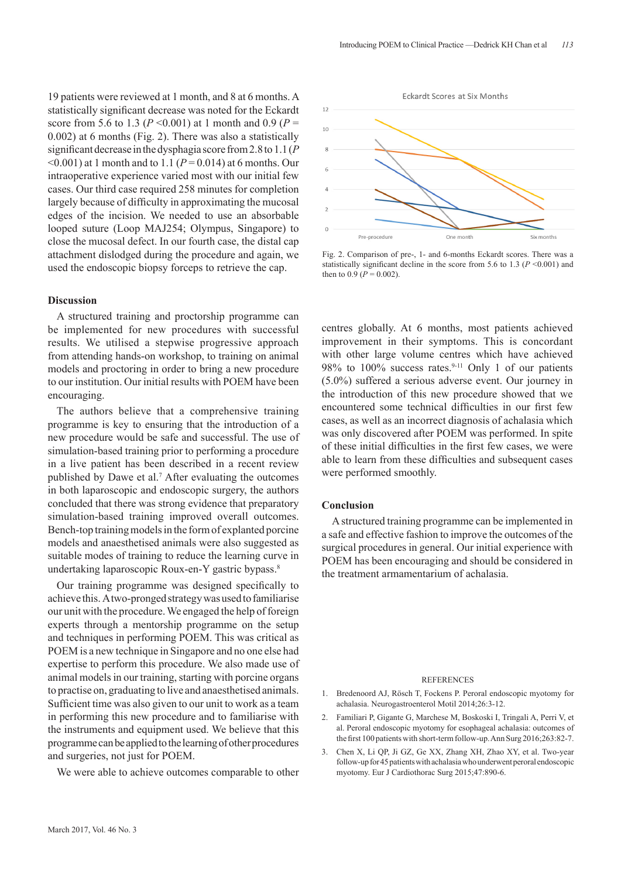19 patients were reviewed at 1 month, and 8 at 6 months. A statistically significant decrease was noted for the Eckardt score from 5.6 to 1.3 ($P$ <0.001) at 1 month and 0.9 ($P$ = 0.002) at 6 months (Fig. 2). There was also a statistically significant decrease in the dysphagia score from 2.8 to 1.1 ($P$ <0.001) at 1 month and to 1.1 ($P$ = 0.014) at 6 months. Our intraoperative experience varied most with our initial few cases. Our third case required 258 minutes for completion largely because of difficulty in approximating the mucosal edges of the incision. We needed to use an absorbable looped suture (Loop MAJ254; Olympus, Singapore) to close the mucosal defect. In our fourth case, the distal cap attachment dislodged during the procedure and again, we used the endoscopic biopsy forceps to retrieve the cap.

Fig. 2. Comparison of pre-, 1- and 6-months Eckardt scores. There was a statistically significant decline in the score from 5.6 to 1.3 ($P$ <0.001) and then to 0.9 ($P$ = 0.002).

## Discussion

A structured training and proctorship programme can be implemented for new procedures with successful results. We utilised a stepwise progressive approach from attending hands-on workshop, to training on animal models and proctoring in order to bring a new procedure to our institution. Our initial results with POEM have been encouraging.

The authors believe that a comprehensive training programme is key to ensuring that the introduction of a new procedure would be safe and successful. The use of simulation-based training prior to performing a procedure in a live patient has been described in a recent review published by Dawe et al.[7] After evaluating the outcomes in both laparoscopic and endoscopic surgery, the authors concluded that there was strong evidence that preparatory simulation-based training improved overall outcomes. Bench-top training models in the form of explanted porcine models and anaesthetised animals were also suggested as suitable modes of training to reduce the learning curve in undertaking laparoscopic Roux-en-Y gastric bypass.[8]

Our training programme was designed specifically to achieve this. A two-pronged strategy was used to familiarise our unit with the procedure. We engaged the help of foreign experts through a mentorship programme on the setup and techniques in performing POEM. This was critical as POEM is a new technique in Singapore and no one else had expertise to perform this procedure. We also made use of animal models in our training, starting with porcine organs to practise on, graduating to live and anaesthetised animals. Sufficient time was also given to our unit to work as a team in performing this new procedure and to familiarise with the instruments and equipment used. We believe that this programme can be applied to the learning of other procedures and surgeries, not just for POEM.

We were able to achieve outcomes comparable to other centres globally. At 6 months, most patients achieved improvement in their symptoms. This is concordant with other large volume centres which have achieved 98% to 100% success rates.[9-11] Only 1 of our patients (5.0%) suffered a serious adverse event. Our journey in the introduction of this new procedure showed that we encountered some technical difficulties in our first few cases, as well as an incorrect diagnosis of achalasia which was only discovered after POEM was performed. In spite of these initial difficulties in the first few cases, we were able to learn from these difficulties and subsequent cases were performed smoothly.

## Conclusion

A structured training programme can be implemented in a safe and effective fashion to improve the outcomes of the surgical procedures in general. Our initial experience with POEM has been encouraging and should be considered in the treatment armamentarium of achalasia.

### REFERENCES

1. Bredenoord AJ, Rösch T, Fockens P. Peroral endoscopic myotomy for achalasia. Neurogastroenterol Motil 2014;26:3-12.
2. Familiari P, Gigante G, Marchese M, Boskoski I, Tringali A, Perri V, et al. Peroral endoscopic myotomy for esophageal achalasia: outcomes of the first 100 patients with short-term follow-up. Ann Surg 2016;263:82-7.
3. Chen X, Li QP, Ji GZ, Ge XX, Zhang XH, Zhao XY, et al. Two-year follow-up for 45 patients with achalasia who underwent peroral endoscopic myotomy. Eur J Cardiothorac Surg 2015;47:890-6.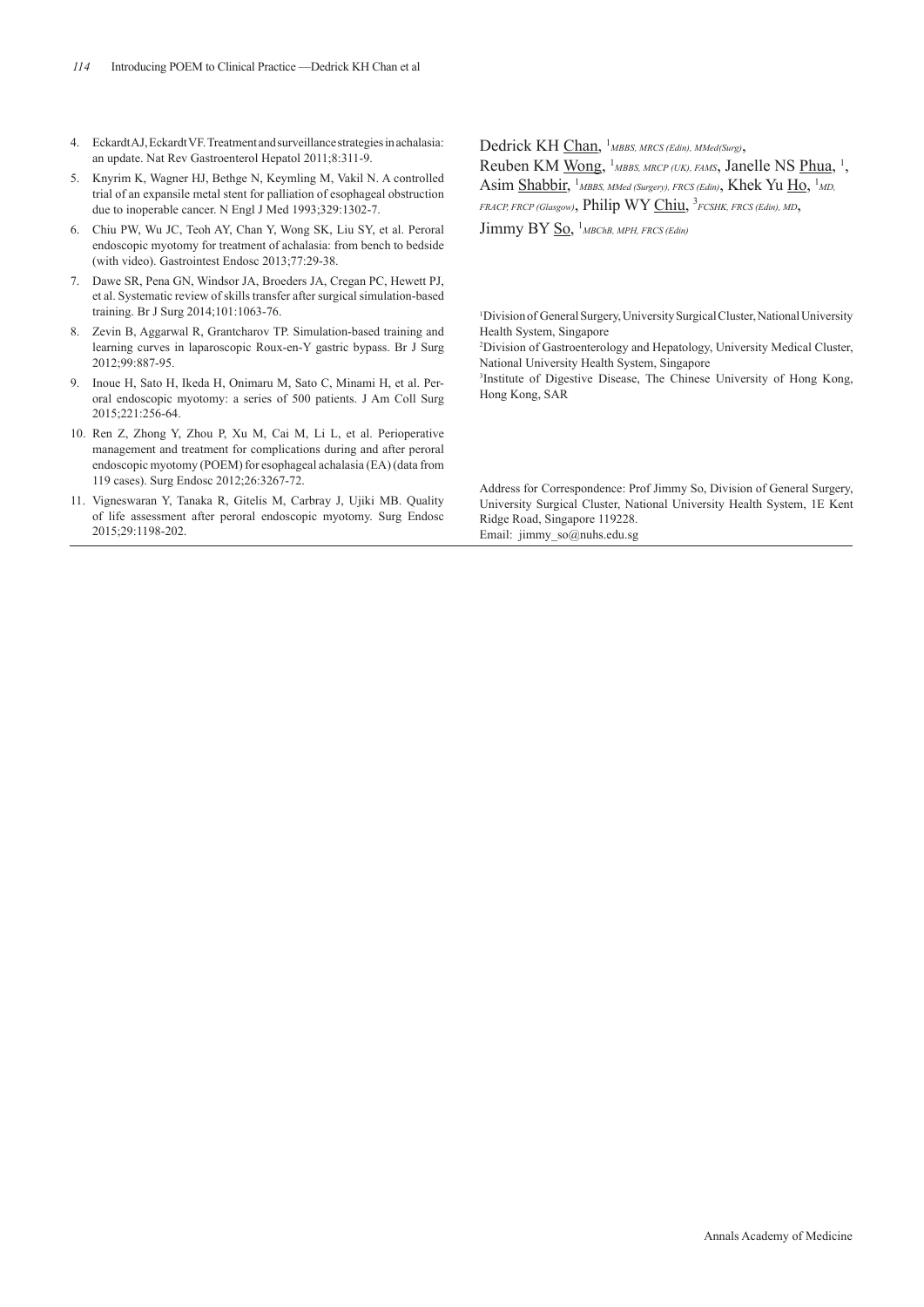4. Eckardt AJ, Eckardt VF. Treatment and surveillance strategies in achalasia: an update. Nat Rev Gastroenterol Hepatol 2011;8:311-9.
5. Knyrim K, Wagner HJ, Bethge N, Keymling M, Vakil N. A controlled trial of an expansile metal stent for palliation of esophageal obstruction due to inoperable cancer. N Engl J Med 1993;329:1302-7.
6. Chiu PW, Wu JC, Teoh AY, Chan Y, Wong SK, Liu SY, et al. Peroral endoscopic myotomy for treatment of achalasia: from bench to bedside (with video). Gastrointest Endosc 2013;77:29-38.
7. Dawe SR, Pena GN, Windsor JA, Broeders JA, Cregan PC, Hewett PJ, et al. Systematic review of skills transfer after surgical simulation-based training. Br J Surg 2014;101:1063-76.
8. Zevin B, Aggarwal R, Grantcharov TP. Simulation-based training and learning curves in laparoscopic Roux-en-Y gastric bypass. Br J Surg 2012;99:887-95.
9. Inoue H, Sato H, Ikeda H, Onimaru M, Sato C, Minami H, et al. Peroral endoscopic myotomy: a series of 500 patients. J Am Coll Surg 2015;221:256-64.
10. Ren Z, Zhong Y, Zhou P, Xu M, Cai M, Li L, et al. Perioperative management and treatment for complications during and after peroral endoscopic myotomy (POEM) for esophageal achalasia (EA) (data from 119 cases). Surg Endosc 2012;26:3267-72.
11. Vigneswaran Y, Tanaka R, Gitelis M, Carbray J, Ujiki MB. Quality of life assessment after peroral endoscopic myotomy. Surg Endosc 2015;29:1198-202.

Dedrick KH Chan, [1] *MBBS, MRCS (Edin), MMed(Surg)*, Reuben KM Wong, [1] *MBBS, MRCP (UK), FAMS*, Janelle NS Phua, [1], Asim Shabbir, [1] *MBBS, MMed (Surgery), FRCS (Edin)*, Khek Yu Ho, [1] *MD, FRACP, FRCP (Glasgow)*, Philip WY Chiu, [3] *FCSHK, FRCS (Edin), MD*, Jimmy BY So, [1] *MBChB, MPH, FRCS (Edin)*

[1] Division of General Surgery, University Surgical Cluster, National University Health System, Singapore
[2] Division of Gastroenterology and Hepatology, University Medical Cluster, National University Health System, Singapore
[3] Institute of Digestive Disease, The Chinese University of Hong Kong, Hong Kong, SAR

Address for Correspondence: Prof Jimmy So, Division of General Surgery, University Surgical Cluster, National University Health System, 1E Kent Ridge Road, Singapore 119228.
Email: jimmy_so@nuhs.edu.sg